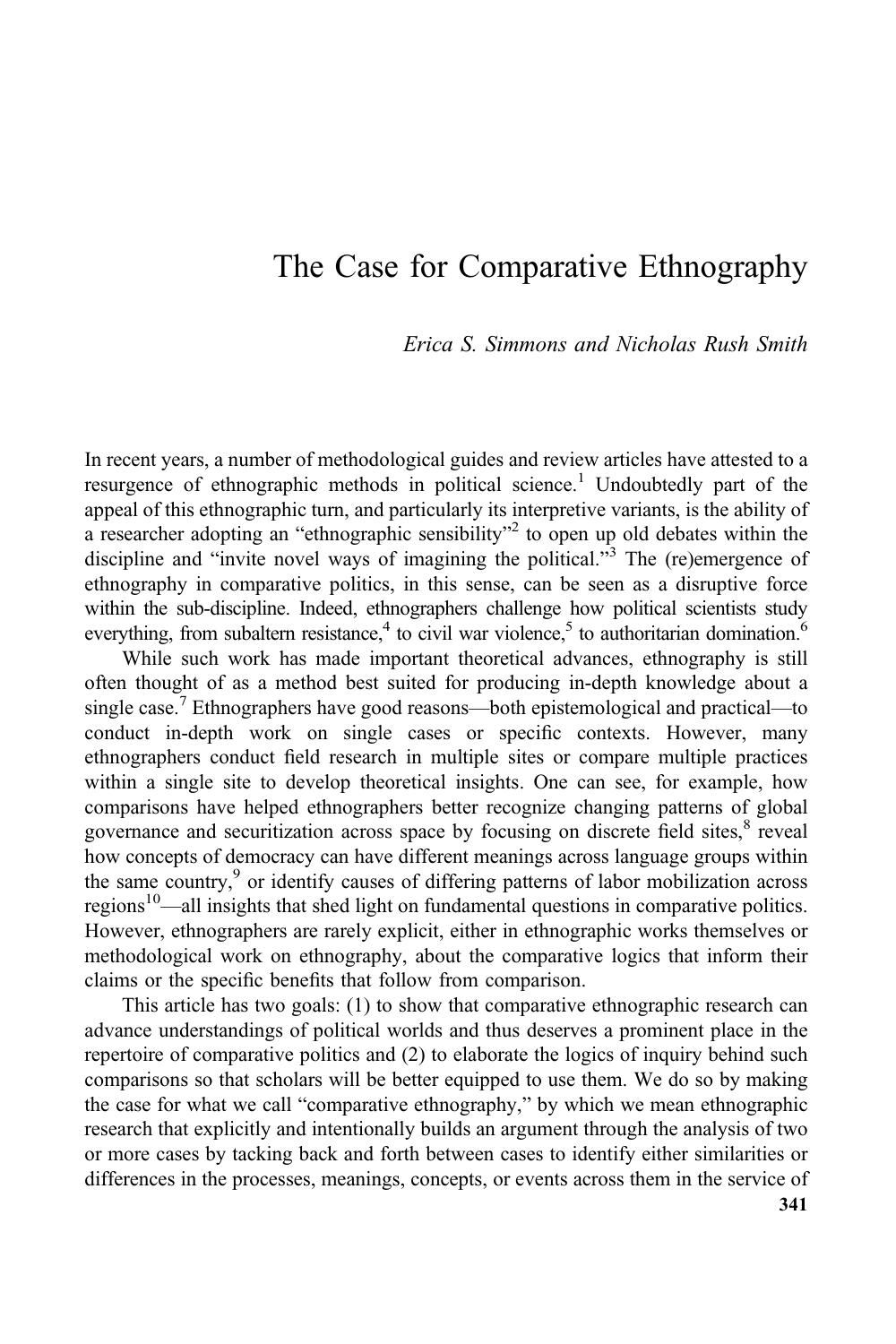# The Case for Comparative Ethnography

*Erica S. Simmons and Nicholas Rush Smith*

In recent years, a number of methodological guides and review articles have attested to a resurgence of ethnographic methods in political science.[1] Undoubtedly part of the appeal of this ethnographic turn, and particularly its interpretive variants, is the ability of a researcher adopting an "ethnographic sensibility"[2] to open up old debates within the discipline and "invite novel ways of imagining the political."[3] The (re)emergence of ethnography in comparative politics, in this sense, can be seen as a disruptive force within the sub-discipline. Indeed, ethnographers challenge how political scientists study everything, from subaltern resistance,[4] to civil war violence,[5] to authoritarian domination.[6]

While such work has made important theoretical advances, ethnography is still often thought of as a method best suited for producing in-depth knowledge about a single case.[7] Ethnographers have good reasons—both epistemological and practical—to conduct in-depth work on single cases or specific contexts. However, many ethnographers conduct field research in multiple sites or compare multiple practices within a single site to develop theoretical insights. One can see, for example, how comparisons have helped ethnographers better recognize changing patterns of global governance and securitization across space by focusing on discrete field sites,[8] reveal how concepts of democracy can have different meanings across language groups within the same country,[9] or identify causes of differing patterns of labor mobilization across regions[10]—all insights that shed light on fundamental questions in comparative politics. However, ethnographers are rarely explicit, either in ethnographic works themselves or methodological work on ethnography, about the comparative logics that inform their claims or the specific benefits that follow from comparison.

This article has two goals: (1) to show that comparative ethnographic research can advance understandings of political worlds and thus deserves a prominent place in the repertoire of comparative politics and (2) to elaborate the logics of inquiry behind such comparisons so that scholars will be better equipped to use them. We do so by making the case for what we call "comparative ethnography," by which we mean ethnographic research that explicitly and intentionally builds an argument through the analysis of two or more cases by tacking back and forth between cases to identify either similarities or differences in the processes, meanings, concepts, or events across them in the service of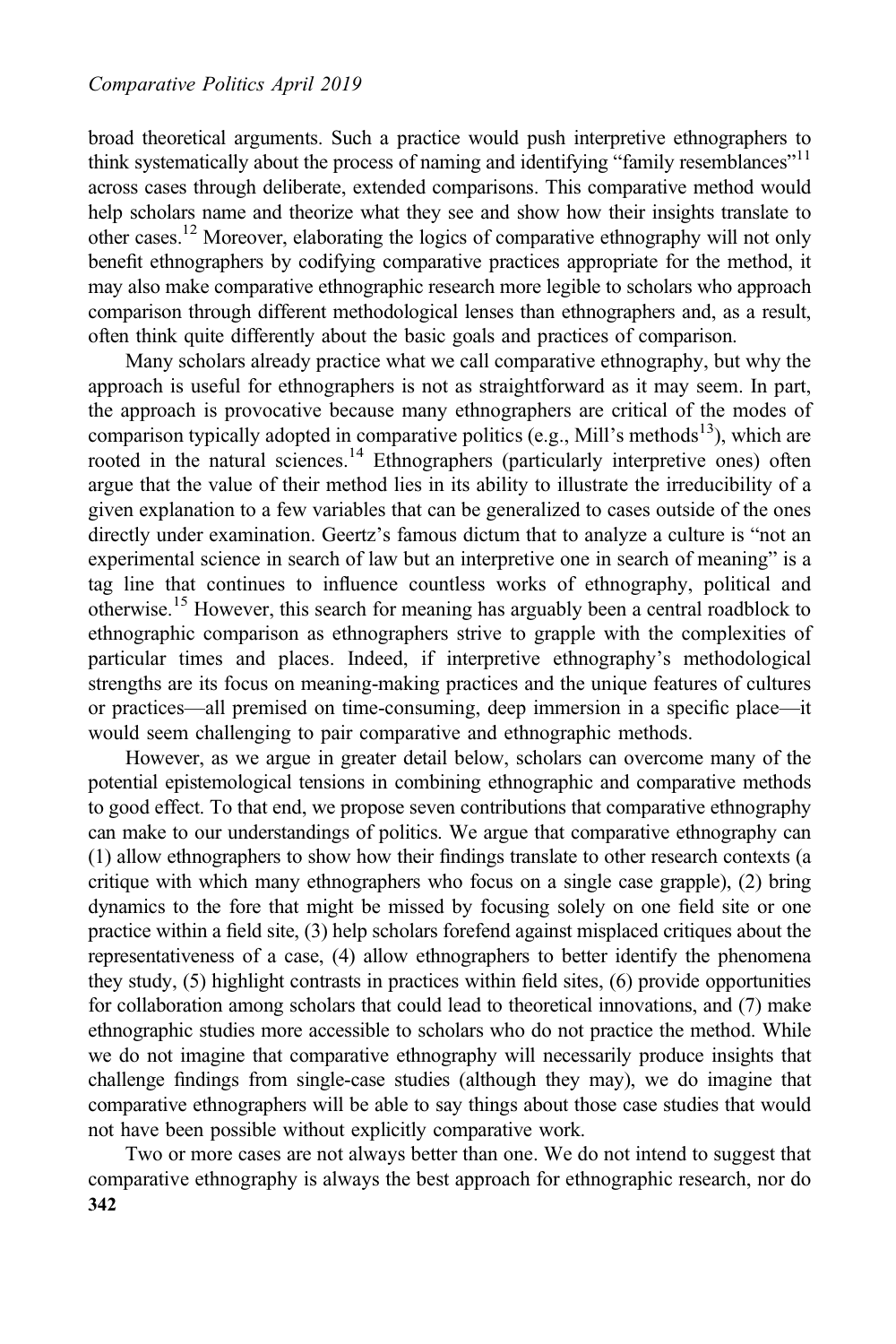broad theoretical arguments. Such a practice would push interpretive ethnographers to think systematically about the process of naming and identifying "family resemblances"[11] across cases through deliberate, extended comparisons. This comparative method would help scholars name and theorize what they see and show how their insights translate to other cases.[12] Moreover, elaborating the logics of comparative ethnography will not only benefit ethnographers by codifying comparative practices appropriate for the method, it may also make comparative ethnographic research more legible to scholars who approach comparison through different methodological lenses than ethnographers and, as a result, often think quite differently about the basic goals and practices of comparison.

Many scholars already practice what we call comparative ethnography, but why the approach is useful for ethnographers is not as straightforward as it may seem. In part, the approach is provocative because many ethnographers are critical of the modes of comparison typically adopted in comparative politics (e.g., Mill's methods[13]), which are rooted in the natural sciences.[14] Ethnographers (particularly interpretive ones) often argue that the value of their method lies in its ability to illustrate the irreducibility of a given explanation to a few variables that can be generalized to cases outside of the ones directly under examination. Geertz's famous dictum that to analyze a culture is "not an experimental science in search of law but an interpretive one in search of meaning" is a tag line that continues to influence countless works of ethnography, political and otherwise.[15] However, this search for meaning has arguably been a central roadblock to ethnographic comparison as ethnographers strive to grapple with the complexities of particular times and places. Indeed, if interpretive ethnography's methodological strengths are its focus on meaning-making practices and the unique features of cultures or practices—all premised on time-consuming, deep immersion in a specific place—it would seem challenging to pair comparative and ethnographic methods.

However, as we argue in greater detail below, scholars can overcome many of the potential epistemological tensions in combining ethnographic and comparative methods to good effect. To that end, we propose seven contributions that comparative ethnography can make to our understandings of politics. We argue that comparative ethnography can (1) allow ethnographers to show how their findings translate to other research contexts (a critique with which many ethnographers who focus on a single case grapple), (2) bring dynamics to the fore that might be missed by focusing solely on one field site or one practice within a field site, (3) help scholars forefend against misplaced critiques about the representativeness of a case, (4) allow ethnographers to better identify the phenomena they study, (5) highlight contrasts in practices within field sites, (6) provide opportunities for collaboration among scholars that could lead to theoretical innovations, and (7) make ethnographic studies more accessible to scholars who do not practice the method. While we do not imagine that comparative ethnography will necessarily produce insights that challenge findings from single-case studies (although they may), we do imagine that comparative ethnographers will be able to say things about those case studies that would not have been possible without explicitly comparative work.

Two or more cases are not always better than one. We do not intend to suggest that comparative ethnography is always the best approach for ethnographic research, nor do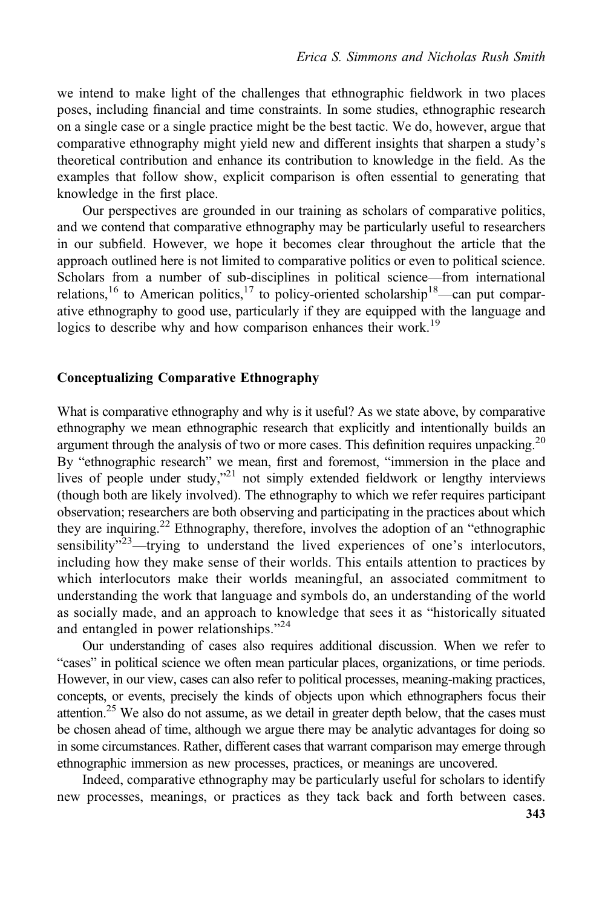we intend to make light of the challenges that ethnographic fieldwork in two places poses, including financial and time constraints. In some studies, ethnographic research on a single case or a single practice might be the best tactic. We do, however, argue that comparative ethnography might yield new and different insights that sharpen a study's theoretical contribution and enhance its contribution to knowledge in the field. As the examples that follow show, explicit comparison is often essential to generating that knowledge in the first place.

Our perspectives are grounded in our training as scholars of comparative politics, and we contend that comparative ethnography may be particularly useful to researchers in our subfield. However, we hope it becomes clear throughout the article that the approach outlined here is not limited to comparative politics or even to political science. Scholars from a number of sub-disciplines in political science—from international relations,[16] to American politics,[17] to policy-oriented scholarship[18]—can put comparative ethnography to good use, particularly if they are equipped with the language and logics to describe why and how comparison enhances their work.[19]

## Conceptualizing Comparative Ethnography

What is comparative ethnography and why is it useful? As we state above, by comparative ethnography we mean ethnographic research that explicitly and intentionally builds an argument through the analysis of two or more cases. This definition requires unpacking.[20] By "ethnographic research" we mean, first and foremost, "immersion in the place and lives of people under study,"[21] not simply extended fieldwork or lengthy interviews (though both are likely involved). The ethnography to which we refer requires participant observation; researchers are both observing and participating in the practices about which they are inquiring.[22] Ethnography, therefore, involves the adoption of an "ethnographic sensibility"[23]—trying to understand the lived experiences of one's interlocutors, including how they make sense of their worlds. This entails attention to practices by which interlocutors make their worlds meaningful, an associated commitment to understanding the work that language and symbols do, an understanding of the world as socially made, and an approach to knowledge that sees it as "historically situated and entangled in power relationships."[24]

Our understanding of cases also requires additional discussion. When we refer to "cases" in political science we often mean particular places, organizations, or time periods. However, in our view, cases can also refer to political processes, meaning-making practices, concepts, or events, precisely the kinds of objects upon which ethnographers focus their attention.[25] We also do not assume, as we detail in greater depth below, that the cases must be chosen ahead of time, although we argue there may be analytic advantages for doing so in some circumstances. Rather, different cases that warrant comparison may emerge through ethnographic immersion as new processes, practices, or meanings are uncovered.

Indeed, comparative ethnography may be particularly useful for scholars to identify new processes, meanings, or practices as they tack back and forth between cases.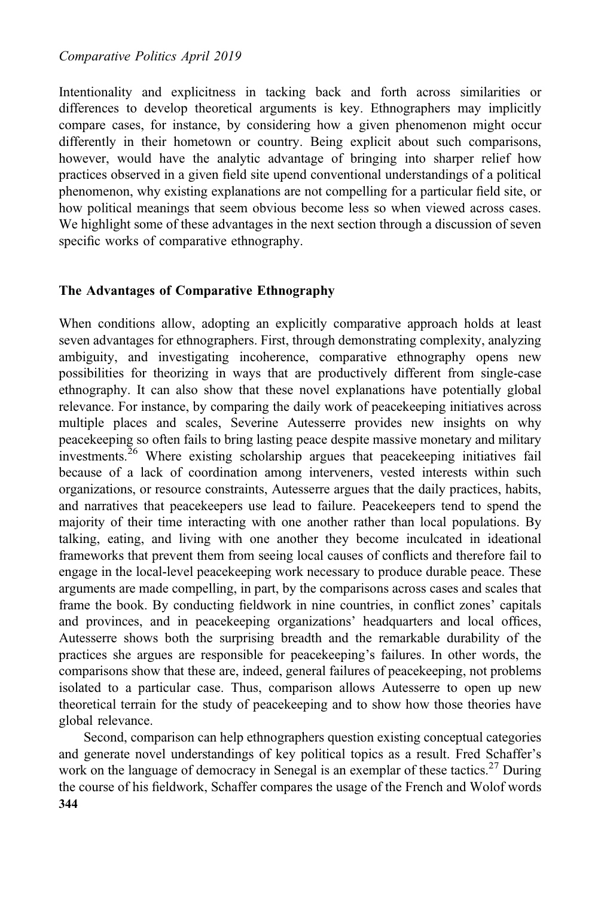Intentionality and explicitness in tacking back and forth across similarities or differences to develop theoretical arguments is key. Ethnographers may implicitly compare cases, for instance, by considering how a given phenomenon might occur differently in their hometown or country. Being explicit about such comparisons, however, would have the analytic advantage of bringing into sharper relief how practices observed in a given field site upend conventional understandings of a political phenomenon, why existing explanations are not compelling for a particular field site, or how political meanings that seem obvious become less so when viewed across cases. We highlight some of these advantages in the next section through a discussion of seven specific works of comparative ethnography.

## The Advantages of Comparative Ethnography

When conditions allow, adopting an explicitly comparative approach holds at least seven advantages for ethnographers. First, through demonstrating complexity, analyzing ambiguity, and investigating incoherence, comparative ethnography opens new possibilities for theorizing in ways that are productively different from single-case ethnography. It can also show that these novel explanations have potentially global relevance. For instance, by comparing the daily work of peacekeeping initiatives across multiple places and scales, Severine Autesserre provides new insights on why peacekeeping so often fails to bring lasting peace despite massive monetary and military investments.[26] Where existing scholarship argues that peacekeeping initiatives fail because of a lack of coordination among interveners, vested interests within such organizations, or resource constraints, Autesserre argues that the daily practices, habits, and narratives that peacekeepers use lead to failure. Peacekeepers tend to spend the majority of their time interacting with one another rather than local populations. By talking, eating, and living with one another they become inculcated in ideational frameworks that prevent them from seeing local causes of conflicts and therefore fail to engage in the local-level peacekeeping work necessary to produce durable peace. These arguments are made compelling, in part, by the comparisons across cases and scales that frame the book. By conducting fieldwork in nine countries, in conflict zones' capitals and provinces, and in peacekeeping organizations' headquarters and local offices, Autesserre shows both the surprising breadth and the remarkable durability of the practices she argues are responsible for peacekeeping's failures. In other words, the comparisons show that these are, indeed, general failures of peacekeeping, not problems isolated to a particular case. Thus, comparison allows Autesserre to open up new theoretical terrain for the study of peacekeeping and to show how those theories have global relevance.

Second, comparison can help ethnographers question existing conceptual categories and generate novel understandings of key political topics as a result. Fred Schaffer's work on the language of democracy in Senegal is an exemplar of these tactics.[27] During the course of his fieldwork, Schaffer compares the usage of the French and Wolof words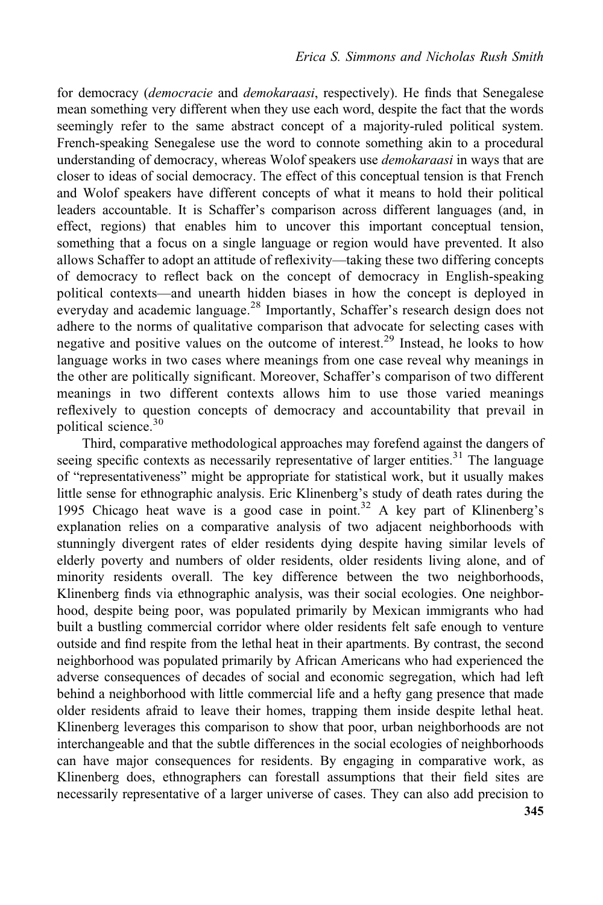for democracy (*democracie* and *demokaraasi*, respectively). He finds that Senegalese mean something very different when they use each word, despite the fact that the words seemingly refer to the same abstract concept of a majority-ruled political system. French-speaking Senegalese use the word to connote something akin to a procedural understanding of democracy, whereas Wolof speakers use *demokaraasi* in ways that are closer to ideas of social democracy. The effect of this conceptual tension is that French and Wolof speakers have different concepts of what it means to hold their political leaders accountable. It is Schaffer's comparison across different languages (and, in effect, regions) that enables him to uncover this important conceptual tension, something that a focus on a single language or region would have prevented. It also allows Schaffer to adopt an attitude of reflexivity—taking these two differing concepts of democracy to reflect back on the concept of democracy in English-speaking political contexts—and unearth hidden biases in how the concept is deployed in everyday and academic language.[28] Importantly, Schaffer's research design does not adhere to the norms of qualitative comparison that advocate for selecting cases with negative and positive values on the outcome of interest.[29] Instead, he looks to how language works in two cases where meanings from one case reveal why meanings in the other are politically significant. Moreover, Schaffer's comparison of two different meanings in two different contexts allows him to use those varied meanings reflexively to question concepts of democracy and accountability that prevail in political science.[30]

Third, comparative methodological approaches may forefend against the dangers of seeing specific contexts as necessarily representative of larger entities.[31] The language of "representativeness" might be appropriate for statistical work, but it usually makes little sense for ethnographic analysis. Eric Klinenberg's study of death rates during the 1995 Chicago heat wave is a good case in point.[32] A key part of Klinenberg's explanation relies on a comparative analysis of two adjacent neighborhoods with stunningly divergent rates of elder residents dying despite having similar levels of elderly poverty and numbers of older residents, older residents living alone, and of minority residents overall. The key difference between the two neighborhoods, Klinenberg finds via ethnographic analysis, was their social ecologies. One neighborhood, despite being poor, was populated primarily by Mexican immigrants who had built a bustling commercial corridor where older residents felt safe enough to venture outside and find respite from the lethal heat in their apartments. By contrast, the second neighborhood was populated primarily by African Americans who had experienced the adverse consequences of decades of social and economic segregation, which had left behind a neighborhood with little commercial life and a hefty gang presence that made older residents afraid to leave their homes, trapping them inside despite lethal heat. Klinenberg leverages this comparison to show that poor, urban neighborhoods are not interchangeable and that the subtle differences in the social ecologies of neighborhoods can have major consequences for residents. By engaging in comparative work, as Klinenberg does, ethnographers can forestall assumptions that their field sites are necessarily representative of a larger universe of cases. They can also add precision to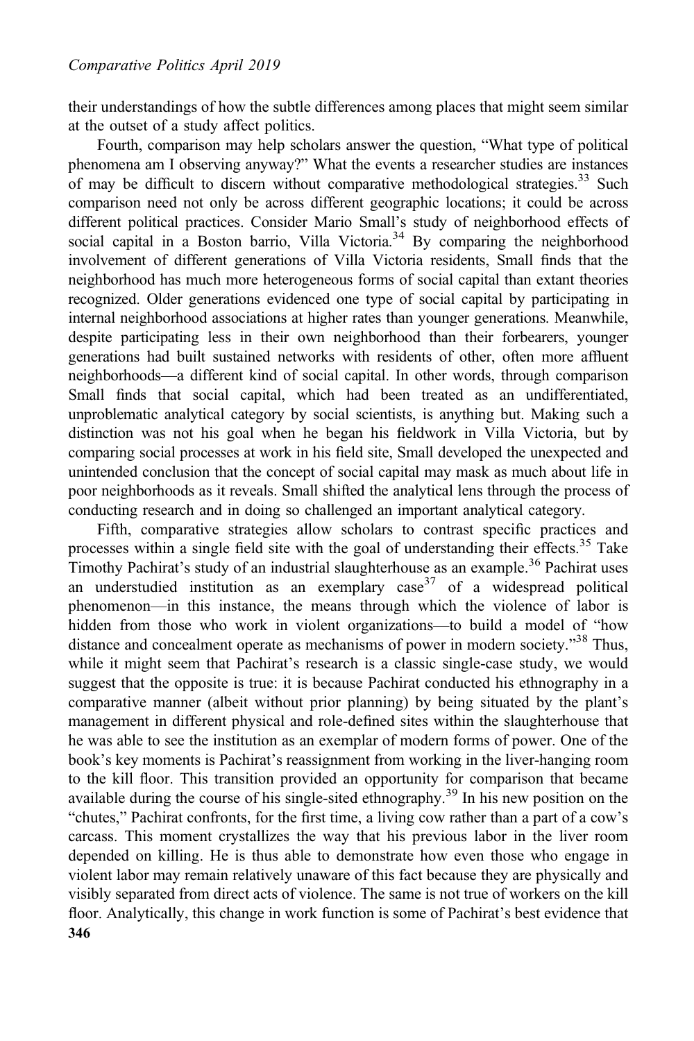their understandings of how the subtle differences among places that might seem similar at the outset of a study affect politics.

Fourth, comparison may help scholars answer the question, "What type of political phenomena am I observing anyway?" What the events a researcher studies are instances of may be difficult to discern without comparative methodological strategies.[33] Such comparison need not only be across different geographic locations; it could be across different political practices. Consider Mario Small's study of neighborhood effects of social capital in a Boston barrio, Villa Victoria.[34] By comparing the neighborhood involvement of different generations of Villa Victoria residents, Small finds that the neighborhood has much more heterogeneous forms of social capital than extant theories recognized. Older generations evidenced one type of social capital by participating in internal neighborhood associations at higher rates than younger generations. Meanwhile, despite participating less in their own neighborhood than their forbearers, younger generations had built sustained networks with residents of other, often more affluent neighborhoods—a different kind of social capital. In other words, through comparison Small finds that social capital, which had been treated as an undifferentiated, unproblematic analytical category by social scientists, is anything but. Making such a distinction was not his goal when he began his fieldwork in Villa Victoria, but by comparing social processes at work in his field site, Small developed the unexpected and unintended conclusion that the concept of social capital may mask as much about life in poor neighborhoods as it reveals. Small shifted the analytical lens through the process of conducting research and in doing so challenged an important analytical category.

Fifth, comparative strategies allow scholars to contrast specific practices and processes within a single field site with the goal of understanding their effects.[35] Take Timothy Pachirat's study of an industrial slaughterhouse as an example.[36] Pachirat uses an understudied institution as an exemplary case[37] of a widespread political phenomenon—in this instance, the means through which the violence of labor is hidden from those who work in violent organizations—to build a model of "how distance and concealment operate as mechanisms of power in modern society."[38] Thus, while it might seem that Pachirat's research is a classic single-case study, we would suggest that the opposite is true: it is because Pachirat conducted his ethnography in a comparative manner (albeit without prior planning) by being situated by the plant's management in different physical and role-defined sites within the slaughterhouse that he was able to see the institution as an exemplar of modern forms of power. One of the book's key moments is Pachirat's reassignment from working in the liver-hanging room to the kill floor. This transition provided an opportunity for comparison that became available during the course of his single-sited ethnography.[39] In his new position on the "chutes," Pachirat confronts, for the first time, a living cow rather than a part of a cow's carcass. This moment crystallizes the way that his previous labor in the liver room depended on killing. He is thus able to demonstrate how even those who engage in violent labor may remain relatively unaware of this fact because they are physically and visibly separated from direct acts of violence. The same is not true of workers on the kill floor. Analytically, this change in work function is some of Pachirat's best evidence that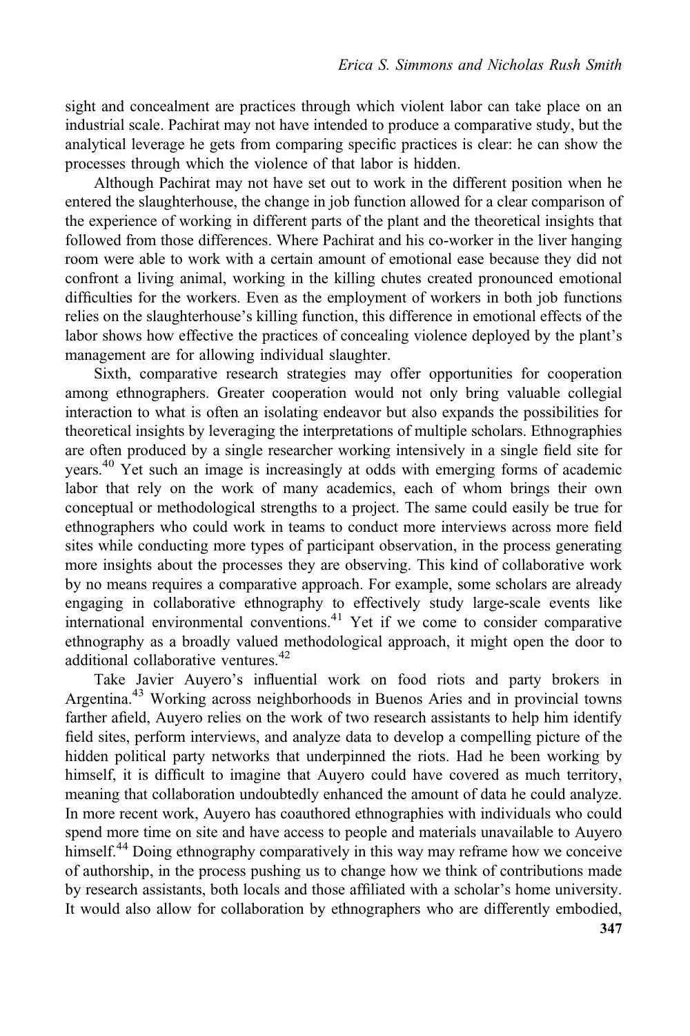sight and concealment are practices through which violent labor can take place on an industrial scale. Pachirat may not have intended to produce a comparative study, but the analytical leverage he gets from comparing specific practices is clear: he can show the processes through which the violence of that labor is hidden.

Although Pachirat may not have set out to work in the different position when he entered the slaughterhouse, the change in job function allowed for a clear comparison of the experience of working in different parts of the plant and the theoretical insights that followed from those differences. Where Pachirat and his co-worker in the liver hanging room were able to work with a certain amount of emotional ease because they did not confront a living animal, working in the killing chutes created pronounced emotional difficulties for the workers. Even as the employment of workers in both job functions relies on the slaughterhouse's killing function, this difference in emotional effects of the labor shows how effective the practices of concealing violence deployed by the plant's management are for allowing individual slaughter.

Sixth, comparative research strategies may offer opportunities for cooperation among ethnographers. Greater cooperation would not only bring valuable collegial interaction to what is often an isolating endeavor but also expands the possibilities for theoretical insights by leveraging the interpretations of multiple scholars. Ethnographies are often produced by a single researcher working intensively in a single field site for years.[40] Yet such an image is increasingly at odds with emerging forms of academic labor that rely on the work of many academics, each of whom brings their own conceptual or methodological strengths to a project. The same could easily be true for ethnographers who could work in teams to conduct more interviews across more field sites while conducting more types of participant observation, in the process generating more insights about the processes they are observing. This kind of collaborative work by no means requires a comparative approach. For example, some scholars are already engaging in collaborative ethnography to effectively study large-scale events like international environmental conventions.[41] Yet if we come to consider comparative ethnography as a broadly valued methodological approach, it might open the door to additional collaborative ventures.[42]

Take Javier Auyero's influential work on food riots and party brokers in Argentina.[43] Working across neighborhoods in Buenos Aries and in provincial towns farther afield, Auyero relies on the work of two research assistants to help him identify field sites, perform interviews, and analyze data to develop a compelling picture of the hidden political party networks that underpinned the riots. Had he been working by himself, it is difficult to imagine that Auyero could have covered as much territory, meaning that collaboration undoubtedly enhanced the amount of data he could analyze. In more recent work, Auyero has coauthored ethnographies with individuals who could spend more time on site and have access to people and materials unavailable to Auyero himself.[44] Doing ethnography comparatively in this way may reframe how we conceive of authorship, in the process pushing us to change how we think of contributions made by research assistants, both locals and those affiliated with a scholar's home university. It would also allow for collaboration by ethnographers who are differently embodied,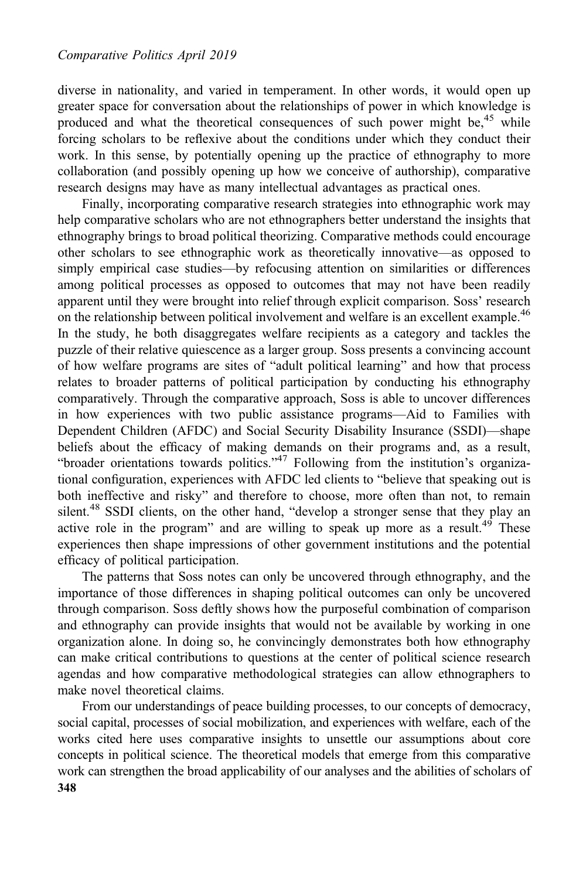diverse in nationality, and varied in temperament. In other words, it would open up greater space for conversation about the relationships of power in which knowledge is produced and what the theoretical consequences of such power might be,[45] while forcing scholars to be reflexive about the conditions under which they conduct their work. In this sense, by potentially opening up the practice of ethnography to more collaboration (and possibly opening up how we conceive of authorship), comparative research designs may have as many intellectual advantages as practical ones.

Finally, incorporating comparative research strategies into ethnographic work may help comparative scholars who are not ethnographers better understand the insights that ethnography brings to broad political theorizing. Comparative methods could encourage other scholars to see ethnographic work as theoretically innovative—as opposed to simply empirical case studies—by refocusing attention on similarities or differences among political processes as opposed to outcomes that may not have been readily apparent until they were brought into relief through explicit comparison. Soss' research on the relationship between political involvement and welfare is an excellent example.[46] In the study, he both disaggregates welfare recipients as a category and tackles the puzzle of their relative quiescence as a larger group. Soss presents a convincing account of how welfare programs are sites of "adult political learning" and how that process relates to broader patterns of political participation by conducting his ethnography comparatively. Through the comparative approach, Soss is able to uncover differences in how experiences with two public assistance programs—Aid to Families with Dependent Children (AFDC) and Social Security Disability Insurance (SSDI)—shape beliefs about the efficacy of making demands on their programs and, as a result, "broader orientations towards politics."[47] Following from the institution's organizational configuration, experiences with AFDC led clients to "believe that speaking out is both ineffective and risky" and therefore to choose, more often than not, to remain silent.[48] SSDI clients, on the other hand, "develop a stronger sense that they play an active role in the program" and are willing to speak up more as a result.[49] These experiences then shape impressions of other government institutions and the potential efficacy of political participation.

The patterns that Soss notes can only be uncovered through ethnography, and the importance of those differences in shaping political outcomes can only be uncovered through comparison. Soss deftly shows how the purposeful combination of comparison and ethnography can provide insights that would not be available by working in one organization alone. In doing so, he convincingly demonstrates both how ethnography can make critical contributions to questions at the center of political science research agendas and how comparative methodological strategies can allow ethnographers to make novel theoretical claims.

From our understandings of peace building processes, to our concepts of democracy, social capital, processes of social mobilization, and experiences with welfare, each of the works cited here uses comparative insights to unsettle our assumptions about core concepts in political science. The theoretical models that emerge from this comparative work can strengthen the broad applicability of our analyses and the abilities of scholars of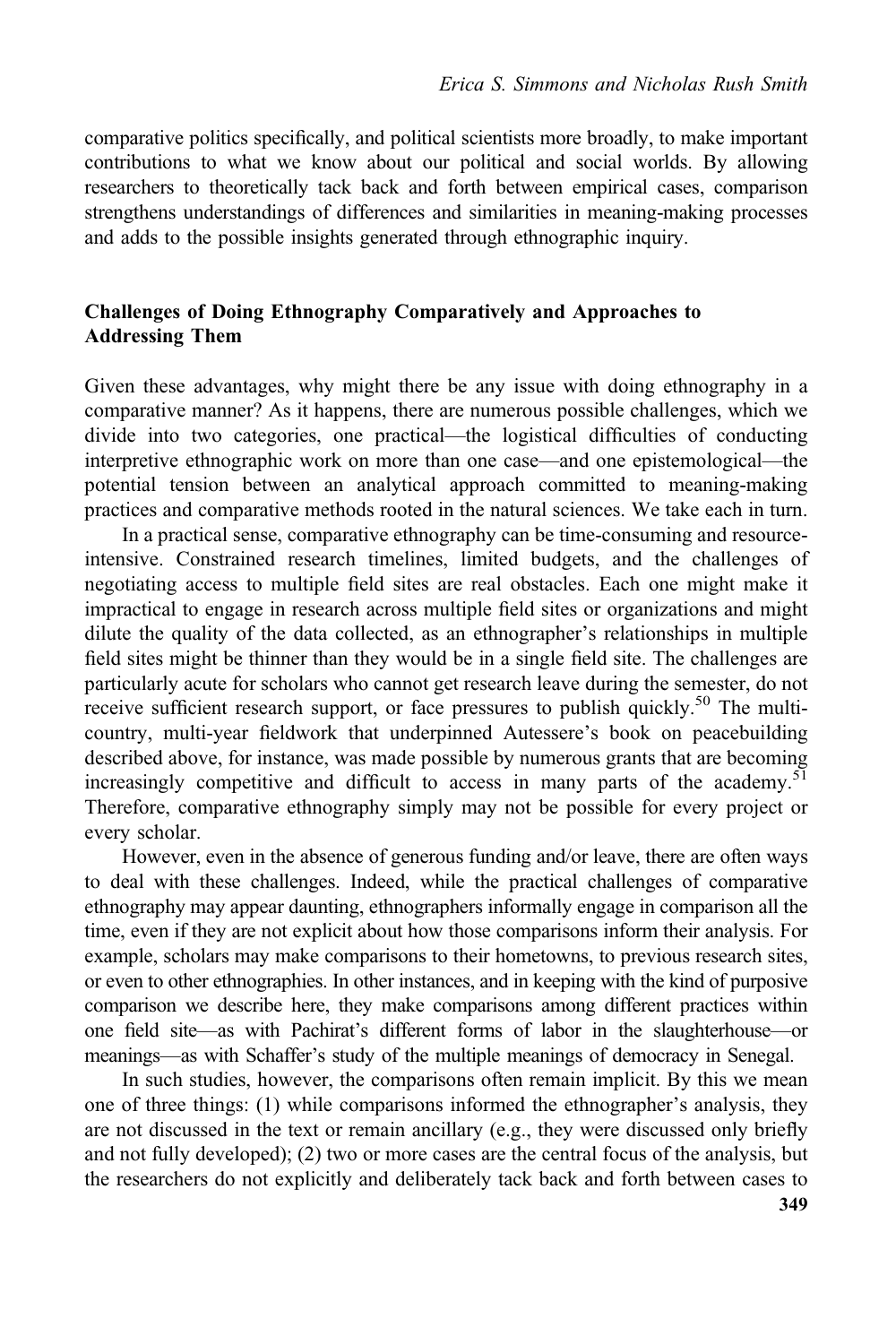comparative politics specifically, and political scientists more broadly, to make important contributions to what we know about our political and social worlds. By allowing researchers to theoretically tack back and forth between empirical cases, comparison strengthens understandings of differences and similarities in meaning-making processes and adds to the possible insights generated through ethnographic inquiry.

## Challenges of Doing Ethnography Comparatively and Approaches to Addressing Them

Given these advantages, why might there be any issue with doing ethnography in a comparative manner? As it happens, there are numerous possible challenges, which we divide into two categories, one practical—the logistical difficulties of conducting interpretive ethnographic work on more than one case—and one epistemological—the potential tension between an analytical approach committed to meaning-making practices and comparative methods rooted in the natural sciences. We take each in turn.

In a practical sense, comparative ethnography can be time-consuming and resource-intensive. Constrained research timelines, limited budgets, and the challenges of negotiating access to multiple field sites are real obstacles. Each one might make it impractical to engage in research across multiple field sites or organizations and might dilute the quality of the data collected, as an ethnographer's relationships in multiple field sites might be thinner than they would be in a single field site. The challenges are particularly acute for scholars who cannot get research leave during the semester, do not receive sufficient research support, or face pressures to publish quickly.[50] The multi-country, multi-year fieldwork that underpinned Autessere's book on peacebuilding described above, for instance, was made possible by numerous grants that are becoming increasingly competitive and difficult to access in many parts of the academy.[51] Therefore, comparative ethnography simply may not be possible for every project or every scholar.

However, even in the absence of generous funding and/or leave, there are often ways to deal with these challenges. Indeed, while the practical challenges of comparative ethnography may appear daunting, ethnographers informally engage in comparison all the time, even if they are not explicit about how those comparisons inform their analysis. For example, scholars may make comparisons to their hometowns, to previous research sites, or even to other ethnographies. In other instances, and in keeping with the kind of purposive comparison we describe here, they make comparisons among different practices within one field site—as with Pachirat's different forms of labor in the slaughterhouse—or meanings—as with Schaffer's study of the multiple meanings of democracy in Senegal.

In such studies, however, the comparisons often remain implicit. By this we mean one of three things: (1) while comparisons informed the ethnographer's analysis, they are not discussed in the text or remain ancillary (e.g., they were discussed only briefly and not fully developed); (2) two or more cases are the central focus of the analysis, but the researchers do not explicitly and deliberately tack back and forth between cases to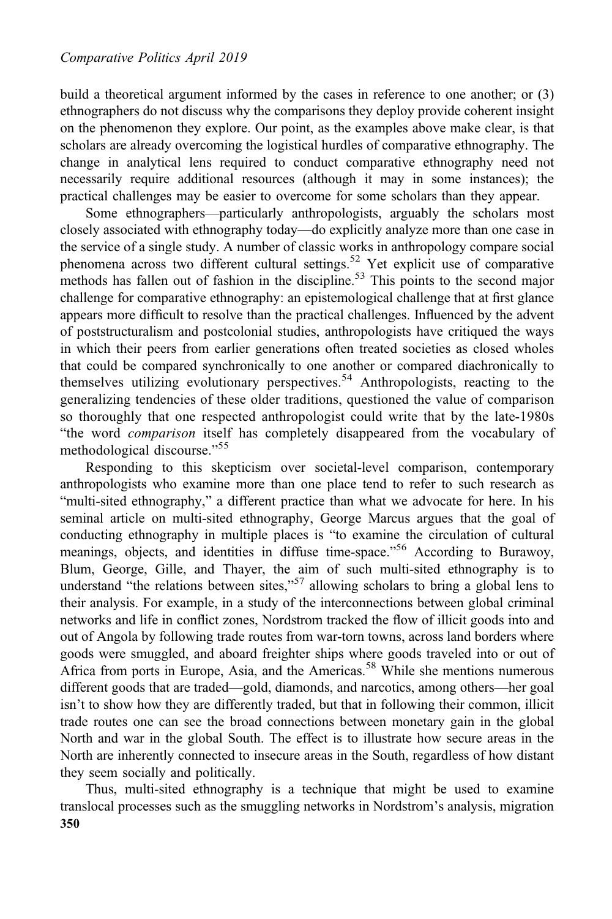build a theoretical argument informed by the cases in reference to one another; or (3) ethnographers do not discuss why the comparisons they deploy provide coherent insight on the phenomenon they explore. Our point, as the examples above make clear, is that scholars are already overcoming the logistical hurdles of comparative ethnography. The change in analytical lens required to conduct comparative ethnography need not necessarily require additional resources (although it may in some instances); the practical challenges may be easier to overcome for some scholars than they appear.

Some ethnographers—particularly anthropologists, arguably the scholars most closely associated with ethnography today—do explicitly analyze more than one case in the service of a single study. A number of classic works in anthropology compare social phenomena across two different cultural settings.[52] Yet explicit use of comparative methods has fallen out of fashion in the discipline.[53] This points to the second major challenge for comparative ethnography: an epistemological challenge that at first glance appears more difficult to resolve than the practical challenges. Influenced by the advent of poststructuralism and postcolonial studies, anthropologists have critiqued the ways in which their peers from earlier generations often treated societies as closed wholes that could be compared synchronically to one another or compared diachronically to themselves utilizing evolutionary perspectives.[54] Anthropologists, reacting to the generalizing tendencies of these older traditions, questioned the value of comparison so thoroughly that one respected anthropologist could write that by the late-1980s "the word *comparison* itself has completely disappeared from the vocabulary of methodological discourse."[55]

Responding to this skepticism over societal-level comparison, contemporary anthropologists who examine more than one place tend to refer to such research as "multi-sited ethnography," a different practice than what we advocate for here. In his seminal article on multi-sited ethnography, George Marcus argues that the goal of conducting ethnography in multiple places is "to examine the circulation of cultural meanings, objects, and identities in diffuse time-space."[56] According to Burawoy, Blum, George, Gille, and Thayer, the aim of such multi-sited ethnography is to understand "the relations between sites,"[57] allowing scholars to bring a global lens to their analysis. For example, in a study of the interconnections between global criminal networks and life in conflict zones, Nordstrom tracked the flow of illicit goods into and out of Angola by following trade routes from war-torn towns, across land borders where goods were smuggled, and aboard freighter ships where goods traveled into or out of Africa from ports in Europe, Asia, and the Americas.[58] While she mentions numerous different goods that are traded—gold, diamonds, and narcotics, among others—her goal isn't to show how they are differently traded, but that in following their common, illicit trade routes one can see the broad connections between monetary gain in the global North and war in the global South. The effect is to illustrate how secure areas in the North are inherently connected to insecure areas in the South, regardless of how distant they seem socially and politically.

Thus, multi-sited ethnography is a technique that might be used to examine translocal processes such as the smuggling networks in Nordstrom's analysis, migration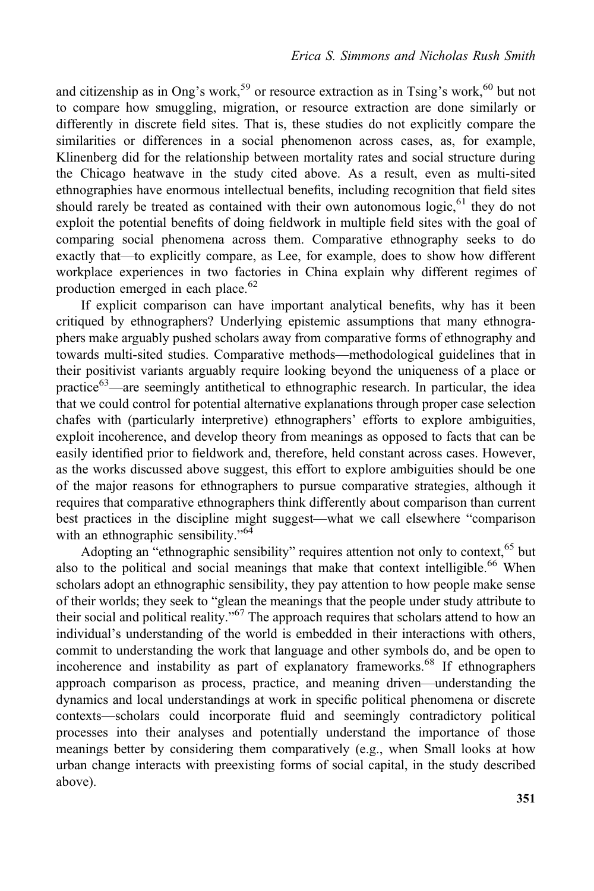and citizenship as in Ong's work,[59] or resource extraction as in Tsing's work,[60] but not to compare how smuggling, migration, or resource extraction are done similarly or differently in discrete field sites. That is, these studies do not explicitly compare the similarities or differences in a social phenomenon across cases, as, for example, Klinenberg did for the relationship between mortality rates and social structure during the Chicago heatwave in the study cited above. As a result, even as multi-sited ethnographies have enormous intellectual benefits, including recognition that field sites should rarely be treated as contained with their own autonomous logic,[61] they do not exploit the potential benefits of doing fieldwork in multiple field sites with the goal of comparing social phenomena across them. Comparative ethnography seeks to do exactly that—to explicitly compare, as Lee, for example, does to show how different workplace experiences in two factories in China explain why different regimes of production emerged in each place.[62]

If explicit comparison can have important analytical benefits, why has it been critiqued by ethnographers? Underlying epistemic assumptions that many ethnographers make arguably pushed scholars away from comparative forms of ethnography and towards multi-sited studies. Comparative methods—methodological guidelines that in their positivist variants arguably require looking beyond the uniqueness of a place or practice[63]—are seemingly antithetical to ethnographic research. In particular, the idea that we could control for potential alternative explanations through proper case selection chafes with (particularly interpretive) ethnographers' efforts to explore ambiguities, exploit incoherence, and develop theory from meanings as opposed to facts that can be easily identified prior to fieldwork and, therefore, held constant across cases. However, as the works discussed above suggest, this effort to explore ambiguities should be one of the major reasons for ethnographers to pursue comparative strategies, although it requires that comparative ethnographers think differently about comparison than current best practices in the discipline might suggest—what we call elsewhere "comparison with an ethnographic sensibility."[64]

Adopting an "ethnographic sensibility" requires attention not only to context,[65] but also to the political and social meanings that make that context intelligible.[66] When scholars adopt an ethnographic sensibility, they pay attention to how people make sense of their worlds; they seek to "glean the meanings that the people under study attribute to their social and political reality."[67] The approach requires that scholars attend to how an individual's understanding of the world is embedded in their interactions with others, commit to understanding the work that language and other symbols do, and be open to incoherence and instability as part of explanatory frameworks.[68] If ethnographers approach comparison as process, practice, and meaning driven—understanding the dynamics and local understandings at work in specific political phenomena or discrete contexts—scholars could incorporate fluid and seemingly contradictory political processes into their analyses and potentially understand the importance of those meanings better by considering them comparatively (e.g., when Small looks at how urban change interacts with preexisting forms of social capital, in the study described above).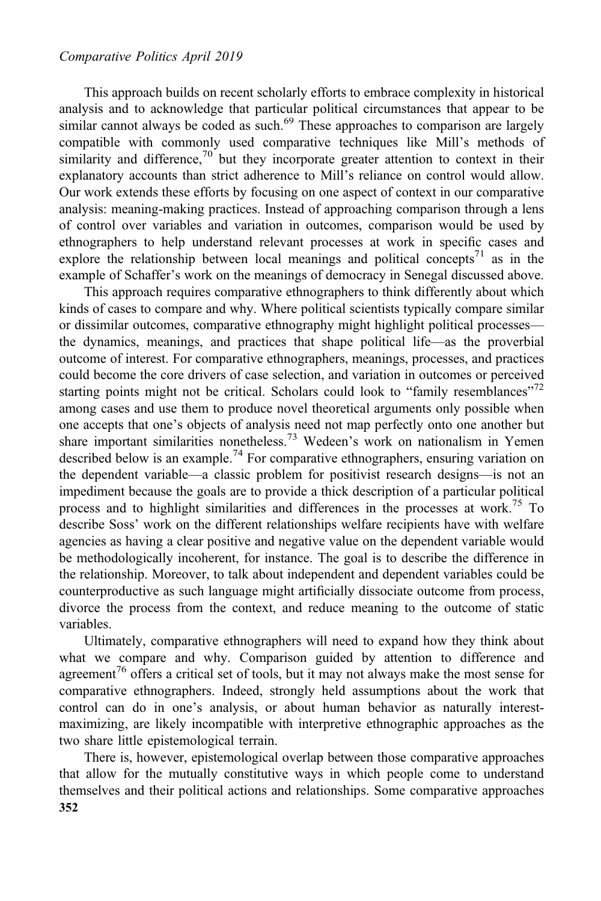This approach builds on recent scholarly efforts to embrace complexity in historical analysis and to acknowledge that particular political circumstances that appear to be similar cannot always be coded as such.[69] These approaches to comparison are largely compatible with commonly used comparative techniques like Mill's methods of similarity and difference,[70] but they incorporate greater attention to context in their explanatory accounts than strict adherence to Mill's reliance on control would allow. Our work extends these efforts by focusing on one aspect of context in our comparative analysis: meaning-making practices. Instead of approaching comparison through a lens of control over variables and variation in outcomes, comparison would be used by ethnographers to help understand relevant processes at work in specific cases and explore the relationship between local meanings and political concepts[71] as in the example of Schaffer's work on the meanings of democracy in Senegal discussed above.

This approach requires comparative ethnographers to think differently about which kinds of cases to compare and why. Where political scientists typically compare similar or dissimilar outcomes, comparative ethnography might highlight political processes—the dynamics, meanings, and practices that shape political life—as the proverbial outcome of interest. For comparative ethnographers, meanings, processes, and practices could become the core drivers of case selection, and variation in outcomes or perceived starting points might not be critical. Scholars could look to "family resemblances"[72] among cases and use them to produce novel theoretical arguments only possible when one accepts that one's objects of analysis need not map perfectly onto one another but share important similarities nonetheless.[73] Wedeen's work on nationalism in Yemen described below is an example.[74] For comparative ethnographers, ensuring variation on the dependent variable—a classic problem for positivist research designs—is not an impediment because the goals are to provide a thick description of a particular political process and to highlight similarities and differences in the processes at work.[75] To describe Soss' work on the different relationships welfare recipients have with welfare agencies as having a clear positive and negative value on the dependent variable would be methodologically incoherent, for instance. The goal is to describe the difference in the relationship. Moreover, to talk about independent and dependent variables could be counterproductive as such language might artificially dissociate outcome from process, divorce the process from the context, and reduce meaning to the outcome of static variables.

Ultimately, comparative ethnographers will need to expand how they think about what we compare and why. Comparison guided by attention to difference and agreement[76] offers a critical set of tools, but it may not always make the most sense for comparative ethnographers. Indeed, strongly held assumptions about the work that control can do in one's analysis, or about human behavior as naturally interest-maximizing, are likely incompatible with interpretive ethnographic approaches as the two share little epistemological terrain.

There is, however, epistemological overlap between those comparative approaches that allow for the mutually constitutive ways in which people come to understand themselves and their political actions and relationships. Some comparative approaches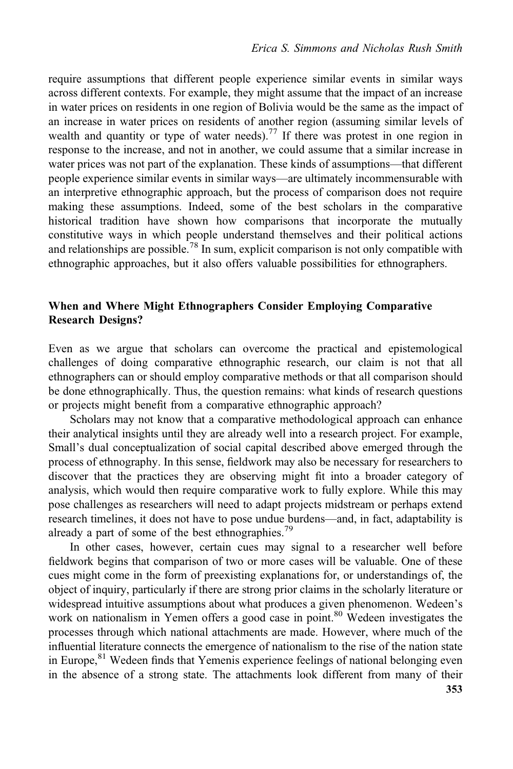require assumptions that different people experience similar events in similar ways across different contexts. For example, they might assume that the impact of an increase in water prices on residents in one region of Bolivia would be the same as the impact of an increase in water prices on residents of another region (assuming similar levels of wealth and quantity or type of water needs).[77] If there was protest in one region in response to the increase, and not in another, we could assume that a similar increase in water prices was not part of the explanation. These kinds of assumptions—that different people experience similar events in similar ways—are ultimately incommensurable with an interpretive ethnographic approach, but the process of comparison does not require making these assumptions. Indeed, some of the best scholars in the comparative historical tradition have shown how comparisons that incorporate the mutually constitutive ways in which people understand themselves and their political actions and relationships are possible.[78] In sum, explicit comparison is not only compatible with ethnographic approaches, but it also offers valuable possibilities for ethnographers.

### When and Where Might Ethnographers Consider Employing Comparative Research Designs?

Even as we argue that scholars can overcome the practical and epistemological challenges of doing comparative ethnographic research, our claim is not that all ethnographers can or should employ comparative methods or that all comparison should be done ethnographically. Thus, the question remains: what kinds of research questions or projects might benefit from a comparative ethnographic approach?

Scholars may not know that a comparative methodological approach can enhance their analytical insights until they are already well into a research project. For example, Small's dual conceptualization of social capital described above emerged through the process of ethnography. In this sense, fieldwork may also be necessary for researchers to discover that the practices they are observing might fit into a broader category of analysis, which would then require comparative work to fully explore. While this may pose challenges as researchers will need to adapt projects midstream or perhaps extend research timelines, it does not have to pose undue burdens—and, in fact, adaptability is already a part of some of the best ethnographies.[79]

In other cases, however, certain cues may signal to a researcher well before fieldwork begins that comparison of two or more cases will be valuable. One of these cues might come in the form of preexisting explanations for, or understandings of, the object of inquiry, particularly if there are strong prior claims in the scholarly literature or widespread intuitive assumptions about what produces a given phenomenon. Wedeen's work on nationalism in Yemen offers a good case in point.[80] Wedeen investigates the processes through which national attachments are made. However, where much of the influential literature connects the emergence of nationalism to the rise of the nation state in Europe,[81] Wedeen finds that Yemenis experience feelings of national belonging even in the absence of a strong state. The attachments look different from many of their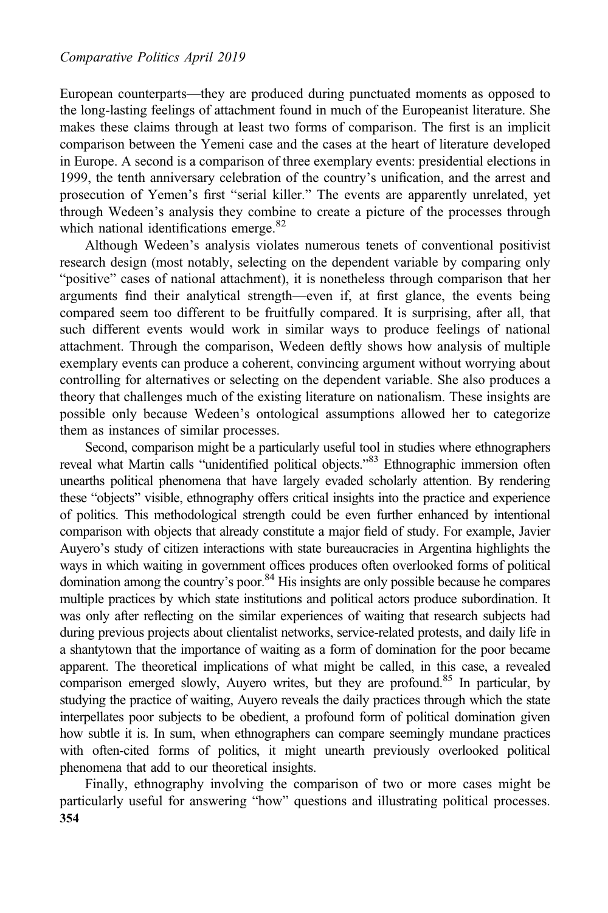European counterparts—they are produced during punctuated moments as opposed to the long-lasting feelings of attachment found in much of the Europeanist literature. She makes these claims through at least two forms of comparison. The first is an implicit comparison between the Yemeni case and the cases at the heart of literature developed in Europe. A second is a comparison of three exemplary events: presidential elections in 1999, the tenth anniversary celebration of the country's unification, and the arrest and prosecution of Yemen's first "serial killer." The events are apparently unrelated, yet through Wedeen's analysis they combine to create a picture of the processes through which national identifications emerge.[82]

Although Wedeen's analysis violates numerous tenets of conventional positivist research design (most notably, selecting on the dependent variable by comparing only "positive" cases of national attachment), it is nonetheless through comparison that her arguments find their analytical strength—even if, at first glance, the events being compared seem too different to be fruitfully compared. It is surprising, after all, that such different events would work in similar ways to produce feelings of national attachment. Through the comparison, Wedeen deftly shows how analysis of multiple exemplary events can produce a coherent, convincing argument without worrying about controlling for alternatives or selecting on the dependent variable. She also produces a theory that challenges much of the existing literature on nationalism. These insights are possible only because Wedeen's ontological assumptions allowed her to categorize them as instances of similar processes.

Second, comparison might be a particularly useful tool in studies where ethnographers reveal what Martin calls "unidentified political objects."[83] Ethnographic immersion often unearths political phenomena that have largely evaded scholarly attention. By rendering these "objects" visible, ethnography offers critical insights into the practice and experience of politics. This methodological strength could be even further enhanced by intentional comparison with objects that already constitute a major field of study. For example, Javier Auyero's study of citizen interactions with state bureaucracies in Argentina highlights the ways in which waiting in government offices produces often overlooked forms of political domination among the country's poor.[84] His insights are only possible because he compares multiple practices by which state institutions and political actors produce subordination. It was only after reflecting on the similar experiences of waiting that research subjects had during previous projects about clientalist networks, service-related protests, and daily life in a shantytown that the importance of waiting as a form of domination for the poor became apparent. The theoretical implications of what might be called, in this case, a revealed comparison emerged slowly, Auyero writes, but they are profound.[85] In particular, by studying the practice of waiting, Auyero reveals the daily practices through which the state interpellates poor subjects to be obedient, a profound form of political domination given how subtle it is. In sum, when ethnographers can compare seemingly mundane practices with often-cited forms of politics, it might unearth previously overlooked political phenomena that add to our theoretical insights.

Finally, ethnography involving the comparison of two or more cases might be particularly useful for answering "how" questions and illustrating political processes.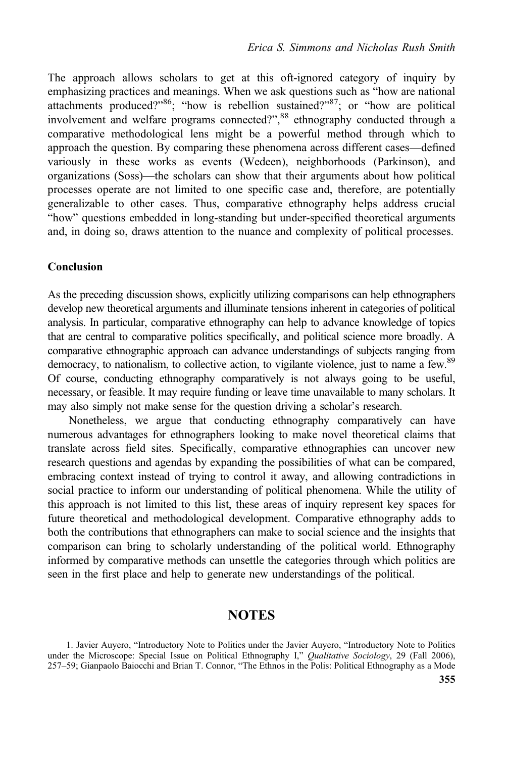The approach allows scholars to get at this oft-ignored category of inquiry by emphasizing practices and meanings. When we ask questions such as "how are national attachments produced?"[86]; "how is rebellion sustained?"[87]; or "how are political involvement and welfare programs connected?",[88] ethnography conducted through a comparative methodological lens might be a powerful method through which to approach the question. By comparing these phenomena across different cases—defined variously in these works as events (Wedeen), neighborhoods (Parkinson), and organizations (Soss)—the scholars can show that their arguments about how political processes operate are not limited to one specific case and, therefore, are potentially generalizable to other cases. Thus, comparative ethnography helps address crucial "how" questions embedded in long-standing but under-specified theoretical arguments and, in doing so, draws attention to the nuance and complexity of political processes.

**Conclusion**

As the preceding discussion shows, explicitly utilizing comparisons can help ethnographers develop new theoretical arguments and illuminate tensions inherent in categories of political analysis. In particular, comparative ethnography can help to advance knowledge of topics that are central to comparative politics specifically, and political science more broadly. A comparative ethnographic approach can advance understandings of subjects ranging from democracy, to nationalism, to collective action, to vigilante violence, just to name a few.[89] Of course, conducting ethnography comparatively is not always going to be useful, necessary, or feasible. It may require funding or leave time unavailable to many scholars. It may also simply not make sense for the question driving a scholar's research.

Nonetheless, we argue that conducting ethnography comparatively can have numerous advantages for ethnographers looking to make novel theoretical claims that translate across field sites. Specifically, comparative ethnographies can uncover new research questions and agendas by expanding the possibilities of what can be compared, embracing context instead of trying to control it away, and allowing contradictions in social practice to inform our understanding of political phenomena. While the utility of this approach is not limited to this list, these areas of inquiry represent key spaces for future theoretical and methodological development. Comparative ethnography adds to both the contributions that ethnographers can make to social science and the insights that comparison can bring to scholarly understanding of the political world. Ethnography informed by comparative methods can unsettle the categories through which politics are seen in the first place and help to generate new understandings of the political.

## NOTES

1. Javier Auyero, "Introductory Note to Politics under the Javier Auyero, "Introductory Note to Politics under the Microscope: Special Issue on Political Ethnography I," *Qualitative Sociology*, 29 (Fall 2006), 257–59; Gianpaolo Baiocchi and Brian T. Connor, "The Ethnos in the Polis: Political Ethnography as a Mode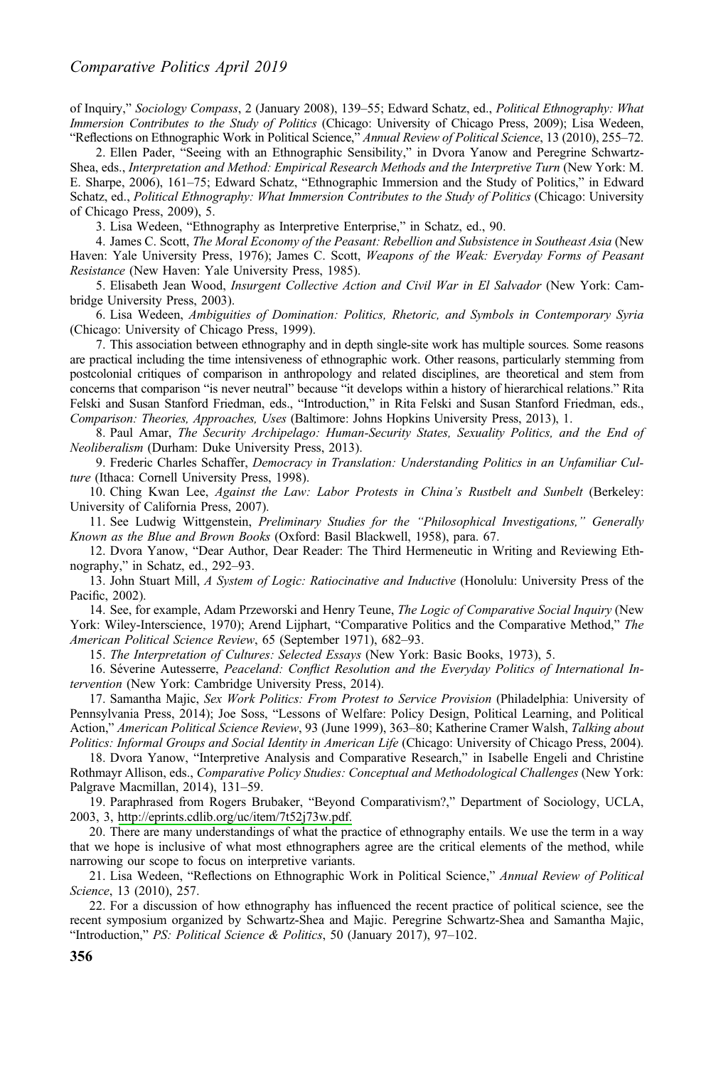of Inquiry," *Sociology Compass*, 2 (January 2008), 139–55; Edward Schatz, ed., *Political Ethnography: What Immersion Contributes to the Study of Politics* (Chicago: University of Chicago Press, 2009); Lisa Wedeen, "Reflections on Ethnographic Work in Political Science," *Annual Review of Political Science*, 13 (2010), 255–72.

2. Ellen Pader, "Seeing with an Ethnographic Sensibility," in Dvora Yanow and Peregrine Schwartz-Shea, eds., *Interpretation and Method: Empirical Research Methods and the Interpretive Turn* (New York: M. E. Sharpe, 2006), 161–75; Edward Schatz, "Ethnographic Immersion and the Study of Politics," in Edward Schatz, ed., *Political Ethnography: What Immersion Contributes to the Study of Politics* (Chicago: University of Chicago Press, 2009), 5.

3. Lisa Wedeen, "Ethnography as Interpretive Enterprise," in Schatz, ed., 90.

4. James C. Scott, *The Moral Economy of the Peasant: Rebellion and Subsistence in Southeast Asia* (New Haven: Yale University Press, 1976); James C. Scott, *Weapons of the Weak: Everyday Forms of Peasant Resistance* (New Haven: Yale University Press, 1985).

5. Elisabeth Jean Wood, *Insurgent Collective Action and Civil War in El Salvador* (New York: Cambridge University Press, 2003).

6. Lisa Wedeen, *Ambiguities of Domination: Politics, Rhetoric, and Symbols in Contemporary Syria* (Chicago: University of Chicago Press, 1999).

7. This association between ethnography and in depth single-site work has multiple sources. Some reasons are practical including the time intensiveness of ethnographic work. Other reasons, particularly stemming from postcolonial critiques of comparison in anthropology and related disciplines, are theoretical and stem from concerns that comparison "is never neutral" because "it develops within a history of hierarchical relations." Rita Felski and Susan Stanford Friedman, eds., "Introduction," in Rita Felski and Susan Stanford Friedman, eds., *Comparison: Theories, Approaches, Uses* (Baltimore: Johns Hopkins University Press, 2013), 1.

8. Paul Amar, *The Security Archipelago: Human-Security States, Sexuality Politics, and the End of Neoliberalism* (Durham: Duke University Press, 2013).

9. Frederic Charles Schaffer, *Democracy in Translation: Understanding Politics in an Unfamiliar Culture* (Ithaca: Cornell University Press, 1998).

10. Ching Kwan Lee, *Against the Law: Labor Protests in China's Rustbelt and Sunbelt* (Berkeley: University of California Press, 2007).

11. See Ludwig Wittgenstein, *Preliminary Studies for the "Philosophical Investigations," Generally Known as the Blue and Brown Books* (Oxford: Basil Blackwell, 1958), para. 67.

12. Dvora Yanow, "Dear Author, Dear Reader: The Third Hermeneutic in Writing and Reviewing Ethnography," in Schatz, ed., 292–93.

13. John Stuart Mill, *A System of Logic: Ratiocinative and Inductive* (Honolulu: University Press of the Pacific, 2002).

14. See, for example, Adam Przeworski and Henry Teune, *The Logic of Comparative Social Inquiry* (New York: Wiley-Interscience, 1970); Arend Lijphart, "Comparative Politics and the Comparative Method," *The American Political Science Review*, 65 (September 1971), 682–93.

15. *The Interpretation of Cultures: Selected Essays* (New York: Basic Books, 1973), 5.

16. Séverine Autesserre, *Peaceland: Conflict Resolution and the Everyday Politics of International Intervention* (New York: Cambridge University Press, 2014).

17. Samantha Majic, *Sex Work Politics: From Protest to Service Provision* (Philadelphia: University of Pennsylvania Press, 2014); Joe Soss, "Lessons of Welfare: Policy Design, Political Learning, and Political Action," *American Political Science Review*, 93 (June 1999), 363–80; Katherine Cramer Walsh, *Talking about Politics: Informal Groups and Social Identity in American Life* (Chicago: University of Chicago Press, 2004).

18. Dvora Yanow, "Interpretive Analysis and Comparative Research," in Isabelle Engeli and Christine Rothmayr Allison, eds., *Comparative Policy Studies: Conceptual and Methodological Challenges* (New York: Palgrave Macmillan, 2014), 131–59.

19. Paraphrased from Rogers Brubaker, "Beyond Comparativism?," Department of Sociology, UCLA, 2003, 3, http://eprints.cdlib.org/uc/item/7t52j73w.pdf.

20. There are many understandings of what the practice of ethnography entails. We use the term in a way that we hope is inclusive of what most ethnographers agree are the critical elements of the method, while narrowing our scope to focus on interpretive variants.

21. Lisa Wedeen, "Reflections on Ethnographic Work in Political Science," *Annual Review of Political Science*, 13 (2010), 257.

22. For a discussion of how ethnography has influenced the recent practice of political science, see the recent symposium organized by Schwartz-Shea and Majic. Peregrine Schwartz-Shea and Samantha Majic, "Introduction," *PS: Political Science & Politics*, 50 (January 2017), 97–102.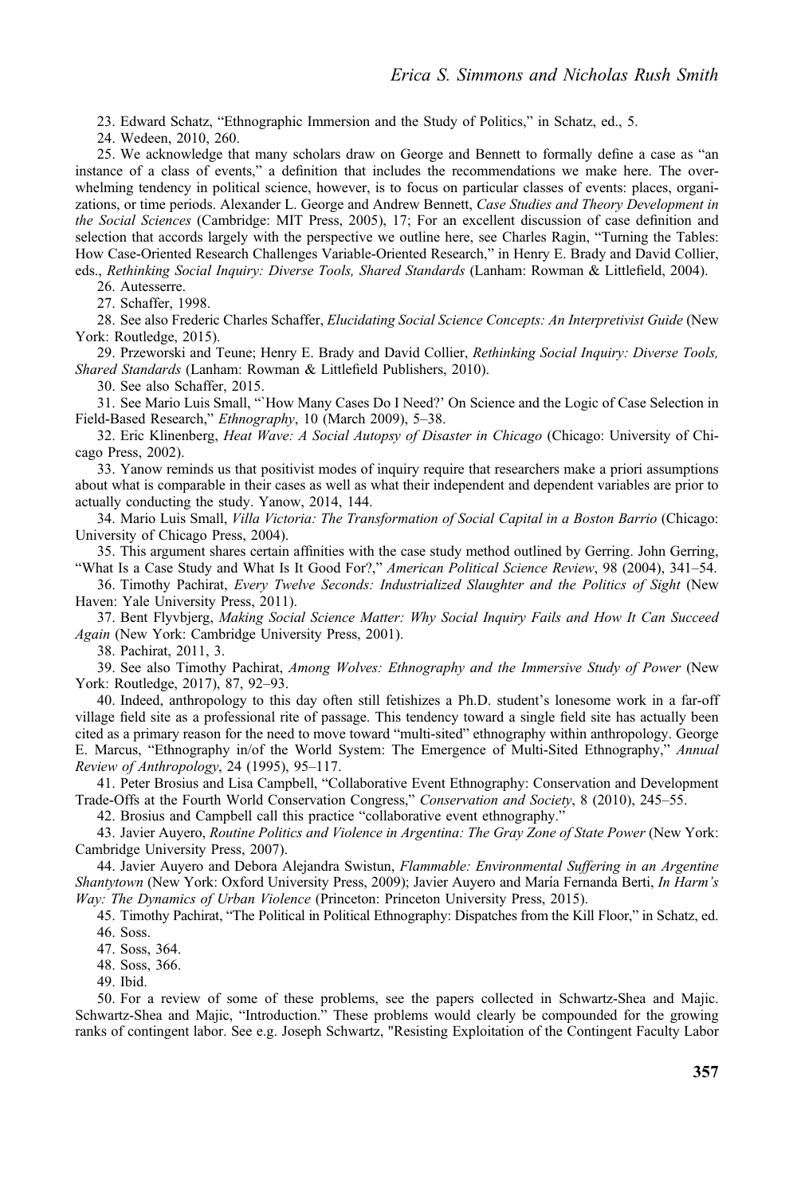23. Edward Schatz, "Ethnographic Immersion and the Study of Politics," in Schatz, ed., 5.

24. Wedeen, 2010, 260.

25. We acknowledge that many scholars draw on George and Bennett to formally define a case as "an instance of a class of events," a definition that includes the recommendations we make here. The overwhelming tendency in political science, however, is to focus on particular classes of events: places, organizations, or time periods. Alexander L. George and Andrew Bennett, *Case Studies and Theory Development in the Social Sciences* (Cambridge: MIT Press, 2005), 17; For an excellent discussion of case definition and selection that accords largely with the perspective we outline here, see Charles Ragin, "Turning the Tables: How Case-Oriented Research Challenges Variable-Oriented Research," in Henry E. Brady and David Collier, eds., *Rethinking Social Inquiry: Diverse Tools, Shared Standards* (Lanham: Rowman & Littlefield, 2004).

26. Autesserre.

27. Schaffer, 1998.

28. See also Frederic Charles Schaffer, *Elucidating Social Science Concepts: An Interpretivist Guide* (New York: Routledge, 2015).

29. Przeworski and Teune; Henry E. Brady and David Collier, *Rethinking Social Inquiry: Diverse Tools, Shared Standards* (Lanham: Rowman & Littlefield Publishers, 2010).

30. See also Schaffer, 2015.

31. See Mario Luis Small, "`How Many Cases Do I Need?' On Science and the Logic of Case Selection in Field-Based Research," *Ethnography*, 10 (March 2009), 5–38.

32. Eric Klinenberg, *Heat Wave: A Social Autopsy of Disaster in Chicago* (Chicago: University of Chicago Press, 2002).

33. Yanow reminds us that positivist modes of inquiry require that researchers make a priori assumptions about what is comparable in their cases as well as what their independent and dependent variables are prior to actually conducting the study. Yanow, 2014, 144.

34. Mario Luis Small, *Villa Victoria: The Transformation of Social Capital in a Boston Barrio* (Chicago: University of Chicago Press, 2004).

35. This argument shares certain affinities with the case study method outlined by Gerring. John Gerring, "What Is a Case Study and What Is It Good For?," *American Political Science Review*, 98 (2004), 341–54.

36. Timothy Pachirat, *Every Twelve Seconds: Industrialized Slaughter and the Politics of Sight* (New Haven: Yale University Press, 2011).

37. Bent Flyvbjerg, *Making Social Science Matter: Why Social Inquiry Fails and How It Can Succeed Again* (New York: Cambridge University Press, 2001).

38. Pachirat, 2011, 3.

39. See also Timothy Pachirat, *Among Wolves: Ethnography and the Immersive Study of Power* (New York: Routledge, 2017), 87, 92–93.

40. Indeed, anthropology to this day often still fetishizes a Ph.D. student's lonesome work in a far-off village field site as a professional rite of passage. This tendency toward a single field site has actually been cited as a primary reason for the need to move toward "multi-sited" ethnography within anthropology. George E. Marcus, "Ethnography in/of the World System: The Emergence of Multi-Sited Ethnography," *Annual Review of Anthropology*, 24 (1995), 95–117.

41. Peter Brosius and Lisa Campbell, "Collaborative Event Ethnography: Conservation and Development Trade-Offs at the Fourth World Conservation Congress," *Conservation and Society*, 8 (2010), 245–55.

42. Brosius and Campbell call this practice "collaborative event ethnography."

43. Javier Auyero, *Routine Politics and Violence in Argentina: The Gray Zone of State Power* (New York: Cambridge University Press, 2007).

44. Javier Auyero and Debora Alejandra Swistun, *Flammable: Environmental Suffering in an Argentine Shantytown* (New York: Oxford University Press, 2009); Javier Auyero and María Fernanda Berti, *In Harm's Way: The Dynamics of Urban Violence* (Princeton: Princeton University Press, 2015).

45. Timothy Pachirat, "The Political in Political Ethnography: Dispatches from the Kill Floor," in Schatz, ed.

46. Soss.

47. Soss, 364.

48. Soss, 366.

49. Ibid.

50. For a review of some of these problems, see the papers collected in Schwartz-Shea and Majic. Schwartz-Shea and Majic, "Introduction." These problems would clearly be compounded for the growing ranks of contingent labor. See e.g. Joseph Schwartz, "Resisting Exploitation of the Contingent Faculty Labor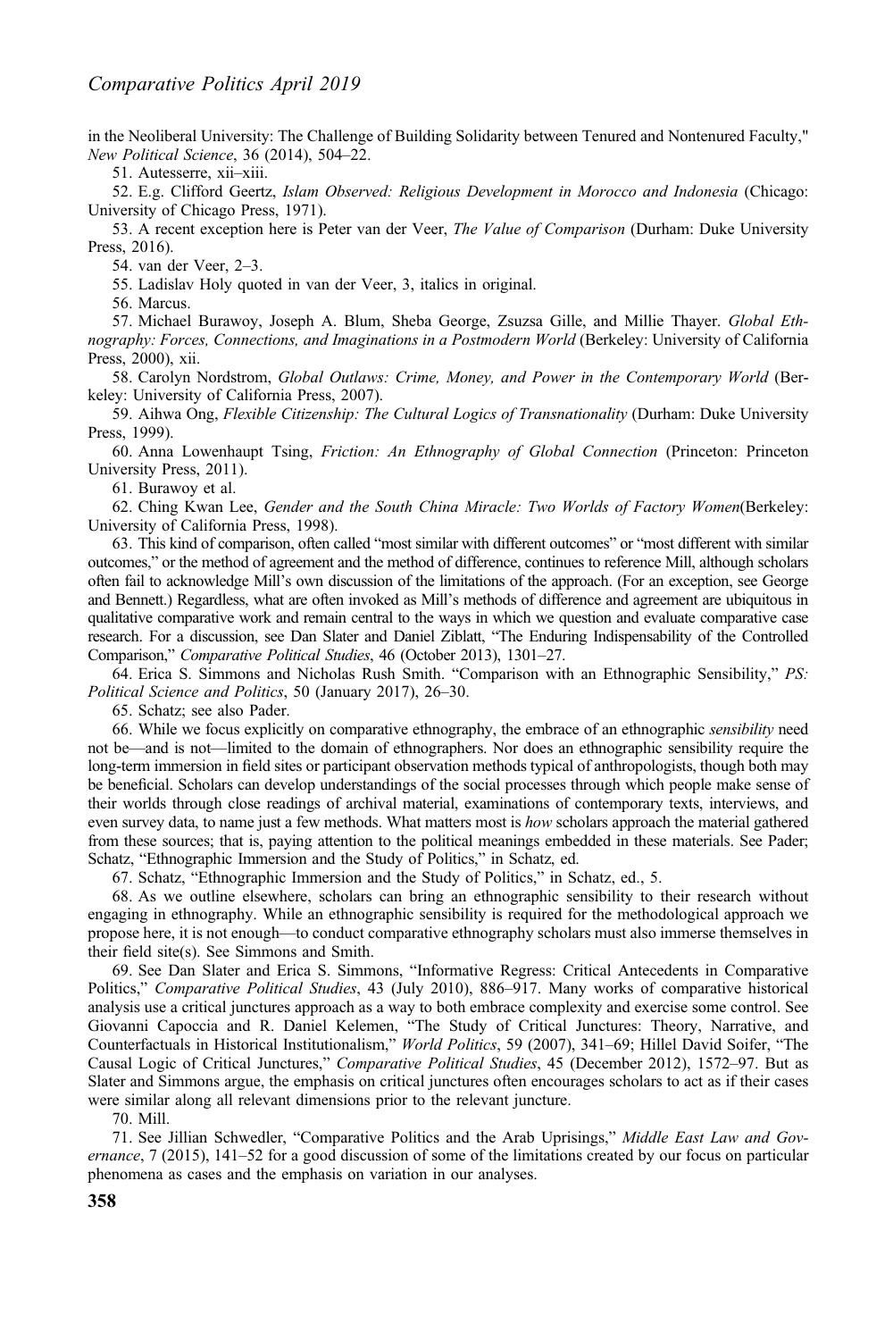in the Neoliberal University: The Challenge of Building Solidarity between Tenured and Nontenured Faculty," *New Political Science*, 36 (2014), 504–22.

51. Autesserre, xii–xiii.

52. E.g. Clifford Geertz, *Islam Observed: Religious Development in Morocco and Indonesia* (Chicago: University of Chicago Press, 1971).

53. A recent exception here is Peter van der Veer, *The Value of Comparison* (Durham: Duke University Press, 2016).

54. van der Veer, 2–3.

55. Ladislav Holy quoted in van der Veer, 3, italics in original.

56. Marcus.

57. Michael Burawoy, Joseph A. Blum, Sheba George, Zsuzsa Gille, and Millie Thayer. *Global Ethnography: Forces, Connections, and Imaginations in a Postmodern World* (Berkeley: University of California Press, 2000), xii.

58. Carolyn Nordstrom, *Global Outlaws: Crime, Money, and Power in the Contemporary World* (Berkeley: University of California Press, 2007).

59. Aihwa Ong, *Flexible Citizenship: The Cultural Logics of Transnationality* (Durham: Duke University Press, 1999).

60. Anna Lowenhaupt Tsing, *Friction: An Ethnography of Global Connection* (Princeton: Princeton University Press, 2011).

61. Burawoy et al.

62. Ching Kwan Lee, *Gender and the South China Miracle: Two Worlds of Factory Women*(Berkeley: University of California Press, 1998).

63. This kind of comparison, often called "most similar with different outcomes" or "most different with similar outcomes," or the method of agreement and the method of difference, continues to reference Mill, although scholars often fail to acknowledge Mill's own discussion of the limitations of the approach. (For an exception, see George and Bennett.) Regardless, what are often invoked as Mill's methods of difference and agreement are ubiquitous in qualitative comparative work and remain central to the ways in which we question and evaluate comparative case research. For a discussion, see Dan Slater and Daniel Ziblatt, "The Enduring Indispensability of the Controlled Comparison," *Comparative Political Studies*, 46 (October 2013), 1301–27.

64. Erica S. Simmons and Nicholas Rush Smith. "Comparison with an Ethnographic Sensibility," *PS: Political Science and Politics*, 50 (January 2017), 26–30.

65. Schatz; see also Pader.

66. While we focus explicitly on comparative ethnography, the embrace of an ethnographic *sensibility* need not be—and is not—limited to the domain of ethnographers. Nor does an ethnographic sensibility require the long-term immersion in field sites or participant observation methods typical of anthropologists, though both may be beneficial. Scholars can develop understandings of the social processes through which people make sense of their worlds through close readings of archival material, examinations of contemporary texts, interviews, and even survey data, to name just a few methods. What matters most is *how* scholars approach the material gathered from these sources; that is, paying attention to the political meanings embedded in these materials. See Pader; Schatz, "Ethnographic Immersion and the Study of Politics," in Schatz, ed.

67. Schatz, "Ethnographic Immersion and the Study of Politics," in Schatz, ed., 5.

68. As we outline elsewhere, scholars can bring an ethnographic sensibility to their research without engaging in ethnography. While an ethnographic sensibility is required for the methodological approach we propose here, it is not enough—to conduct comparative ethnography scholars must also immerse themselves in their field site(s). See Simmons and Smith.

69. See Dan Slater and Erica S. Simmons, "Informative Regress: Critical Antecedents in Comparative Politics," *Comparative Political Studies*, 43 (July 2010), 886–917. Many works of comparative historical analysis use a critical junctures approach as a way to both embrace complexity and exercise some control. See Giovanni Capoccia and R. Daniel Kelemen, "The Study of Critical Junctures: Theory, Narrative, and Counterfactuals in Historical Institutionalism," *World Politics*, 59 (2007), 341–69; Hillel David Soifer, "The Causal Logic of Critical Junctures," *Comparative Political Studies*, 45 (December 2012), 1572–97. But as Slater and Simmons argue, the emphasis on critical junctures often encourages scholars to act as if their cases were similar along all relevant dimensions prior to the relevant juncture.

70. Mill.

71. See Jillian Schwedler, "Comparative Politics and the Arab Uprisings," *Middle East Law and Governance*, 7 (2015), 141–52 for a good discussion of some of the limitations created by our focus on particular phenomena as cases and the emphasis on variation in our analyses.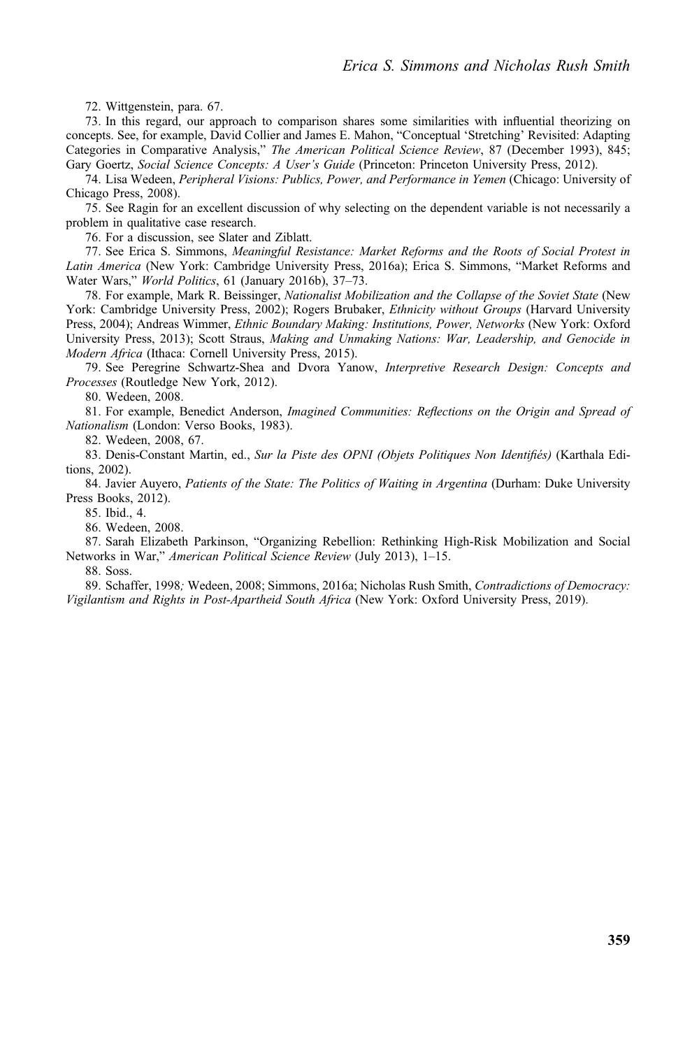72. Wittgenstein, para. 67.

73. In this regard, our approach to comparison shares some similarities with influential theorizing on concepts. See, for example, David Collier and James E. Mahon, "Conceptual 'Stretching' Revisited: Adapting Categories in Comparative Analysis," *The American Political Science Review*, 87 (December 1993), 845; Gary Goertz, *Social Science Concepts: A User's Guide* (Princeton: Princeton University Press, 2012).

74. Lisa Wedeen, *Peripheral Visions: Publics, Power, and Performance in Yemen* (Chicago: University of Chicago Press, 2008).

75. See Ragin for an excellent discussion of why selecting on the dependent variable is not necessarily a problem in qualitative case research.

76. For a discussion, see Slater and Ziblatt.

77. See Erica S. Simmons, *Meaningful Resistance: Market Reforms and the Roots of Social Protest in Latin America* (New York: Cambridge University Press, 2016a); Erica S. Simmons, "Market Reforms and Water Wars," *World Politics*, 61 (January 2016b), 37–73.

78. For example, Mark R. Beissinger, *Nationalist Mobilization and the Collapse of the Soviet State* (New York: Cambridge University Press, 2002); Rogers Brubaker, *Ethnicity without Groups* (Harvard University Press, 2004); Andreas Wimmer, *Ethnic Boundary Making: Institutions, Power, Networks* (New York: Oxford University Press, 2013); Scott Straus, *Making and Unmaking Nations: War, Leadership, and Genocide in Modern Africa* (Ithaca: Cornell University Press, 2015).

79. See Peregrine Schwartz-Shea and Dvora Yanow, *Interpretive Research Design: Concepts and Processes* (Routledge New York, 2012).

80. Wedeen, 2008.

81. For example, Benedict Anderson, *Imagined Communities: Reflections on the Origin and Spread of Nationalism* (London: Verso Books, 1983).

82. Wedeen, 2008, 67.

83. Denis-Constant Martin, ed., *Sur la Piste des OPNI (Objets Politiques Non Identifiés)* (Karthala Editions, 2002).

84. Javier Auyero, *Patients of the State: The Politics of Waiting in Argentina* (Durham: Duke University Press Books, 2012).

85. Ibid., 4.

86. Wedeen, 2008.

87. Sarah Elizabeth Parkinson, "Organizing Rebellion: Rethinking High-Risk Mobilization and Social Networks in War," *American Political Science Review* (July 2013), 1–15.

88. Soss.

89. Schaffer, 1998; Wedeen, 2008; Simmons, 2016a; Nicholas Rush Smith, *Contradictions of Democracy: Vigilantism and Rights in Post-Apartheid South Africa* (New York: Oxford University Press, 2019).